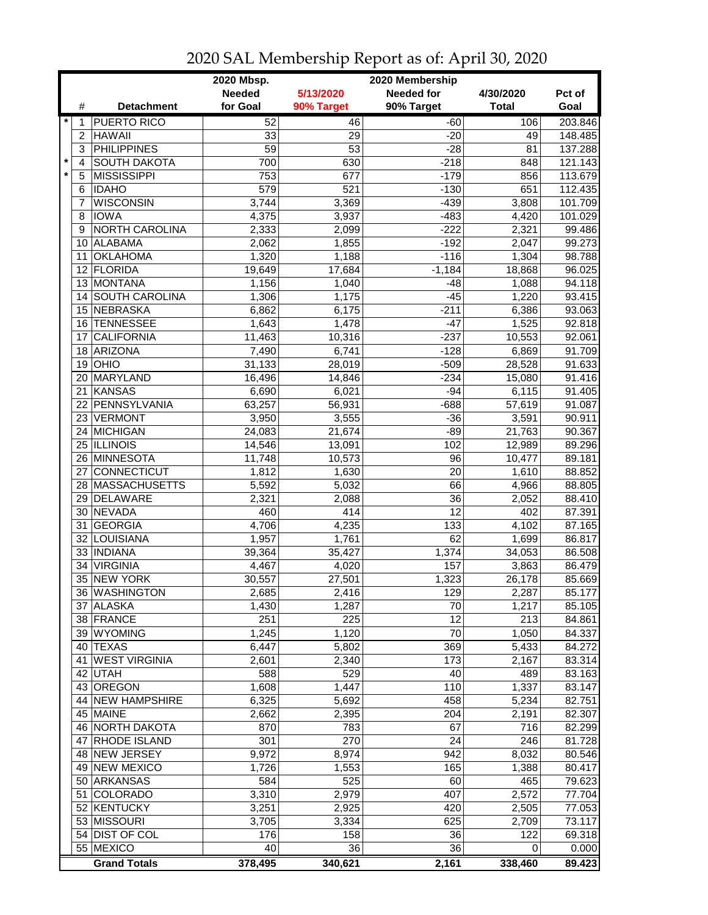# 2020 SAL Membership Report as of: April 30, 2020

| | # | Detachment | 2020 Mbsp. Needed for Goal | 5/13/2020 90% Target | 2020 Membership Needed for 90% Target | 4/30/2020 Total | Pct of Goal |
|---|---|---|---|---|---|---|---|
| * | 1 | PUERTO RICO | 52 | 46 | -60 | 106 | 203.846 |
| | 2 | HAWAII | 33 | 29 | -20 | 49 | 148.485 |
| | 3 | PHILIPPINES | 59 | 53 | -28 | 81 | 137.288 |
| * | 4 | SOUTH DAKOTA | 700 | 630 | -218 | 848 | 121.143 |
| * | 5 | MISSISSIPPI | 753 | 677 | -179 | 856 | 113.679 |
| | 6 | IDAHO | 579 | 521 | -130 | 651 | 112.435 |
| | 7 | WISCONSIN | 3,744 | 3,369 | -439 | 3,808 | 101.709 |
| | 8 | IOWA | 4,375 | 3,937 | -483 | 4,420 | 101.029 |
| | 9 | NORTH CAROLINA | 2,333 | 2,099 | -222 | 2,321 | 99.486 |
| | 10 | ALABAMA | 2,062 | 1,855 | -192 | 2,047 | 99.273 |
| | 11 | OKLAHOMA | 1,320 | 1,188 | -116 | 1,304 | 98.788 |
| | 12 | FLORIDA | 19,649 | 17,684 | -1,184 | 18,868 | 96.025 |
| | 13 | MONTANA | 1,156 | 1,040 | -48 | 1,088 | 94.118 |
| | 14 | SOUTH CAROLINA | 1,306 | 1,175 | -45 | 1,220 | 93.415 |
| | 15 | NEBRASKA | 6,862 | 6,175 | -211 | 6,386 | 93.063 |
| | 16 | TENNESSEE | 1,643 | 1,478 | -47 | 1,525 | 92.818 |
| | 17 | CALIFORNIA | 11,463 | 10,316 | -237 | 10,553 | 92.061 |
| | 18 | ARIZONA | 7,490 | 6,741 | -128 | 6,869 | 91.709 |
| | 19 | OHIO | 31,133 | 28,019 | -509 | 28,528 | 91.633 |
| | 20 | MARYLAND | 16,496 | 14,846 | -234 | 15,080 | 91.416 |
| | 21 | KANSAS | 6,690 | 6,021 | -94 | 6,115 | 91.405 |
| | 22 | PENNSYLVANIA | 63,257 | 56,931 | -688 | 57,619 | 91.087 |
| | 23 | VERMONT | 3,950 | 3,555 | -36 | 3,591 | 90.911 |
| | 24 | MICHIGAN | 24,083 | 21,674 | -89 | 21,763 | 90.367 |
| | 25 | ILLINOIS | 14,546 | 13,091 | 102 | 12,989 | 89.296 |
| | 26 | MINNESOTA | 11,748 | 10,573 | 96 | 10,477 | 89.181 |
| | 27 | CONNECTICUT | 1,812 | 1,630 | 20 | 1,610 | 88.852 |
| | 28 | MASSACHUSETTS | 5,592 | 5,032 | 66 | 4,966 | 88.805 |
| | 29 | DELAWARE | 2,321 | 2,088 | 36 | 2,052 | 88.410 |
| | 30 | NEVADA | 460 | 414 | 12 | 402 | 87.391 |
| | 31 | GEORGIA | 4,706 | 4,235 | 133 | 4,102 | 87.165 |
| | 32 | LOUISIANA | 1,957 | 1,761 | 62 | 1,699 | 86.817 |
| | 33 | INDIANA | 39,364 | 35,427 | 1,374 | 34,053 | 86.508 |
| | 34 | VIRGINIA | 4,467 | 4,020 | 157 | 3,863 | 86.479 |
| | 35 | NEW YORK | 30,557 | 27,501 | 1,323 | 26,178 | 85.669 |
| | 36 | WASHINGTON | 2,685 | 2,416 | 129 | 2,287 | 85.177 |
| | 37 | ALASKA | 1,430 | 1,287 | 70 | 1,217 | 85.105 |
| | 38 | FRANCE | 251 | 225 | 12 | 213 | 84.861 |
| | 39 | WYOMING | 1,245 | 1,120 | 70 | 1,050 | 84.337 |
| | 40 | TEXAS | 6,447 | 5,802 | 369 | 5,433 | 84.272 |
| | 41 | WEST VIRGINIA | 2,601 | 2,340 | 173 | 2,167 | 83.314 |
| | 42 | UTAH | 588 | 529 | 40 | 489 | 83.163 |
| | 43 | OREGON | 1,608 | 1,447 | 110 | 1,337 | 83.147 |
| | 44 | NEW HAMPSHIRE | 6,325 | 5,692 | 458 | 5,234 | 82.751 |
| | 45 | MAINE | 2,662 | 2,395 | 204 | 2,191 | 82.307 |
| | 46 | NORTH DAKOTA | 870 | 783 | 67 | 716 | 82.299 |
| | 47 | RHODE ISLAND | 301 | 270 | 24 | 246 | 81.728 |
| | 48 | NEW JERSEY | 9,972 | 8,974 | 942 | 8,032 | 80.546 |
| | 49 | NEW MEXICO | 1,726 | 1,553 | 165 | 1,388 | 80.417 |
| | 50 | ARKANSAS | 584 | 525 | 60 | 465 | 79.623 |
| | 51 | COLORADO | 3,310 | 2,979 | 407 | 2,572 | 77.704 |
| | 52 | KENTUCKY | 3,251 | 2,925 | 420 | 2,505 | 77.053 |
| | 53 | MISSOURI | 3,705 | 3,334 | 625 | 2,709 | 73.117 |
| | 54 | DIST OF COL | 176 | 158 | 36 | 122 | 69.318 |
| | 55 | MEXICO | 40 | 36 | 36 | 0 | 0.000 |
| | | **Grand Totals** | **378,495** | **340,621** | **2,161** | **338,460** | **89.423** |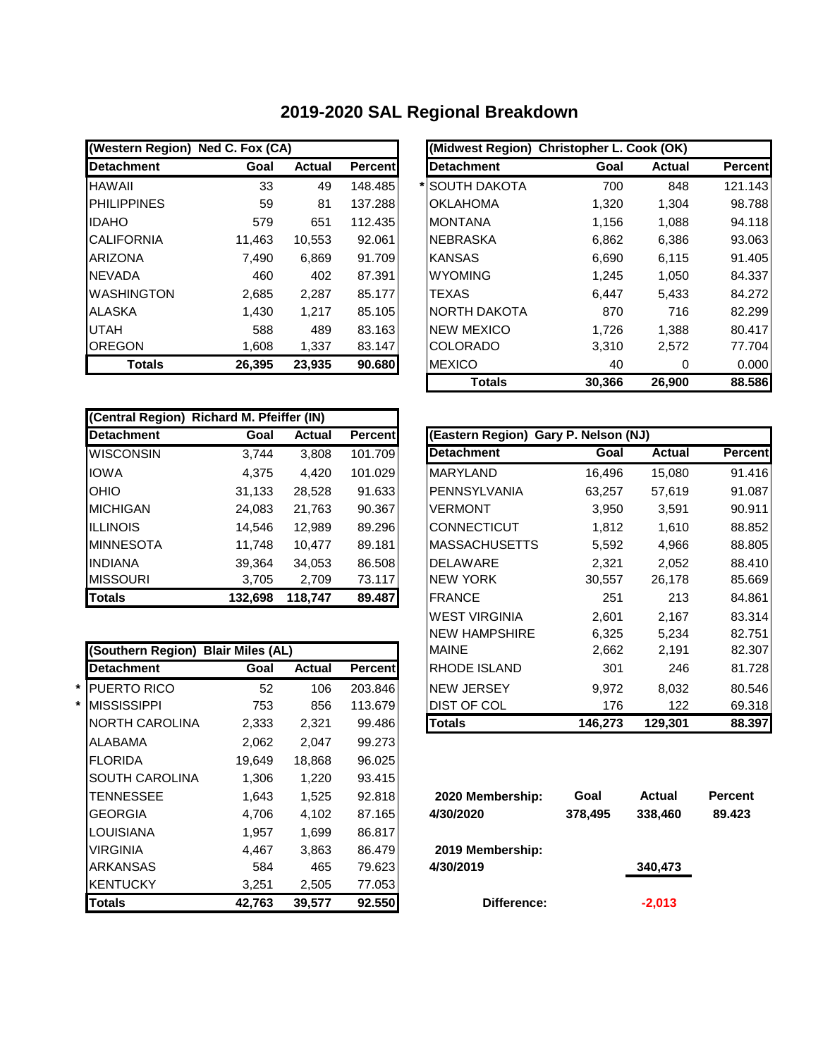# 2019-2020 SAL Regional Breakdown

| (Western Region) Ned C. Fox (CA) | | | |
|---|---|---|---|
| **Detachment** | **Goal** | **Actual** | **Percent** |
| HAWAII | 33 | 49 | 148.485 |
| PHILIPPINES | 59 | 81 | 137.288 |
| IDAHO | 579 | 651 | 112.435 |
| CALIFORNIA | 11,463 | 10,553 | 92.061 |
| ARIZONA | 7,490 | 6,869 | 91.709 |
| NEVADA | 460 | 402 | 87.391 |
| WASHINGTON | 2,685 | 2,287 | 85.177 |
| ALASKA | 1,430 | 1,217 | 85.105 |
| UTAH | 588 | 489 | 83.163 |
| OREGON | 1,608 | 1,337 | 83.147 |
| **Totals** | **26,395** | **23,935** | **90.680** |

| (Midwest Region) Christopher L. Cook (OK) | | | |
|---|---|---|---|
| **Detachment** | **Goal** | **Actual** | **Percent** |
| * SOUTH DAKOTA | 700 | 848 | 121.143 |
| OKLAHOMA | 1,320 | 1,304 | 98.788 |
| MONTANA | 1,156 | 1,088 | 94.118 |
| NEBRASKA | 6,862 | 6,386 | 93.063 |
| KANSAS | 6,690 | 6,115 | 91.405 |
| WYOMING | 1,245 | 1,050 | 84.337 |
| TEXAS | 6,447 | 5,433 | 84.272 |
| NORTH DAKOTA | 870 | 716 | 82.299 |
| NEW MEXICO | 1,726 | 1,388 | 80.417 |
| COLORADO | 3,310 | 2,572 | 77.704 |
| MEXICO | 40 | 0 | 0.000 |
| **Totals** | **30,366** | **26,900** | **88.586** |

| (Central Region) Richard M. Pfeiffer (IN) | | | |
|---|---|---|---|
| **Detachment** | **Goal** | **Actual** | **Percent** |
| WISCONSIN | 3,744 | 3,808 | 101.709 |
| IOWA | 4,375 | 4,420 | 101.029 |
| OHIO | 31,133 | 28,528 | 91.633 |
| MICHIGAN | 24,083 | 21,763 | 90.367 |
| ILLINOIS | 14,546 | 12,989 | 89.296 |
| MINNESOTA | 11,748 | 10,477 | 89.181 |
| INDIANA | 39,364 | 34,053 | 86.508 |
| MISSOURI | 3,705 | 2,709 | 73.117 |
| **Totals** | **132,698** | **118,747** | **89.487** |

| (Eastern Region) Gary P. Nelson (NJ) | | | |
|---|---|---|---|
| **Detachment** | **Goal** | **Actual** | **Percent** |
| MARYLAND | 16,496 | 15,080 | 91.416 |
| PENNSYLVANIA | 63,257 | 57,619 | 91.087 |
| VERMONT | 3,950 | 3,591 | 90.911 |
| CONNECTICUT | 1,812 | 1,610 | 88.852 |
| MASSACHUSETTS | 5,592 | 4,966 | 88.805 |
| DELAWARE | 2,321 | 2,052 | 88.410 |
| NEW YORK | 30,557 | 26,178 | 85.669 |
| FRANCE | 251 | 213 | 84.861 |
| WEST VIRGINIA | 2,601 | 2,167 | 83.314 |
| NEW HAMPSHIRE | 6,325 | 5,234 | 82.751 |
| MAINE | 2,662 | 2,191 | 82.307 |
| RHODE ISLAND | 301 | 246 | 81.728 |
| NEW JERSEY | 9,972 | 8,032 | 80.546 |
| DIST OF COL | 176 | 122 | 69.318 |
| **Totals** | **146,273** | **129,301** | **88.397** |

| (Southern Region) Blair Miles (AL) | | | |
|---|---|---|---|
| **Detachment** | **Goal** | **Actual** | **Percent** |
| * PUERTO RICO | 52 | 106 | 203.846 |
| * MISSISSIPPI | 753 | 856 | 113.679 |
| NORTH CAROLINA | 2,333 | 2,321 | 99.486 |
| ALABAMA | 2,062 | 2,047 | 99.273 |
| FLORIDA | 19,649 | 18,868 | 96.025 |
| SOUTH CAROLINA | 1,306 | 1,220 | 93.415 |
| TENNESSEE | 1,643 | 1,525 | 92.818 |
| GEORGIA | 4,706 | 4,102 | 87.165 |
| LOUISIANA | 1,957 | 1,699 | 86.817 |
| VIRGINIA | 4,467 | 3,863 | 86.479 |
| ARKANSAS | 584 | 465 | 79.623 |
| KENTUCKY | 3,251 | 2,505 | 77.053 |
| **Totals** | **42,763** | **39,577** | **92.550** |

| | **Goal** | **Actual** | **Percent** |
|---|---|---|---|
| **2020 Membership:** 4/30/2020 | **378,495** | **338,460** | **89.423** |
| **2019 Membership:** 4/30/2019 | | **340,473** | |
| **Difference:** | | **-2,013** | |